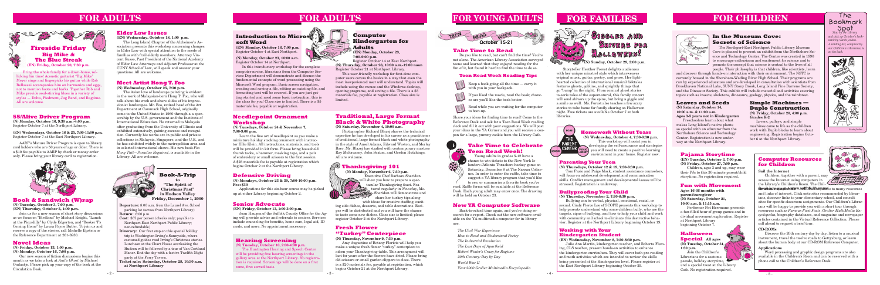# FOR ADULTS

## Fireside Friday
### Big Mike & The Blue Streak
**(EN) Friday, October 20, 7:30 p.m.**

Bring the whole family for a down-home, rollicking fun time! Acoustic guitarist "Big Mike" Meyer sings and fingerpicks his guitar while Rob Bellassai accompanies him on harmonica and eggs, not to mention hoots and barks. Together Rob and Mike provide soul-stirring blues in a variety of styles — Delta, Piedmont, Jug Band, and Ragtime. All are welcome.

## 55/Alive Driver Program

**(N) Monday, October 16, 9:30 a.m.-4:30 p.m.**
Register October 7 at the Northport Library.

**(EN) Wednesdays, October 18 & 25, 7:00-11:00 p.m.**
Register October 7 at the East Northport Library.

AARP's Mature Driver Program is open to library card holders who are 50 years of age or older. There is a $10 fee payable to AARP by check or money order only. Please bring your library card to registration.

## Book & Sandwich (W)rap

**(N) Tuesday, October 3, 7:00 p.m.**
**(EN) Thursday, October 5, 1:00 p.m.**

Join us for a new season of short story discussions as we focus on "Birdland" by Michael Knight, "Lunch at the Piccadilly" by Clyde Edgerton, and "Booker T's Coming Home" by Laura Payne Butler. To join us and reserve a copy of the stories, call Michelle Epstein or the Reference Department at 261-6930.

## Novel Ideas

**(N) Friday, October 13, 1:00 p.m.**
**(N) Monday, October 16, 7:00 p.m.**

Our new season of fiction discussions begins this month as we take a look at *Avil's Ghost* by Michael Ondaatje. Please pick up your copy of the book at the Circulation Desk.

## Elder Law Issues

**(EN) Wednesday, October 18, 1:00 p.m.**

The Long Island Chapter of the Alzheimer's Association presents this workshop concerning changes in Elder Law with special attention to the needs of families with frail elderly members. Attorney Vincent Russo, Past President of the National Academy of Elder Law Attorneys and Adjunct Professor at the CUNY School of Law, will speak and answer your questions. All are welcome.

## Meet Artist Hong T. Foo

**(N) Wednesday, October 25, 7:30 p.m.**

The Asian love of landscape painting is evident in the work of Malaysian-born Hong T. Foo, who will talk about his work and share slides of his impressionist landscapes. Mr. Foo, retired head of the Art Department at Commack High School, originally came to the United States in 1960 through a sponsorship by the U.S. government and the Institute of International Education. He returned to Malaysia after graduating from the University of Illinois and exhibited extensively, gaining success and recognition. Currently his works are in public and private collections in Malaysia, Singapore, and the U.S., and he has exhibited widely in the metropolitan area and in selected international shows. His new book *Foo Hong Tutt – Paradise Regained*, is available in the Library. All are welcome.

## Book-A-Trip
to
**"The Spirit of Christmas Past" in Hudson Valley**
**Friday, December 1, 2000**

**Departure:** 8:00 a.m. from the Laurel Ave. School parking lot (across from Northport Library)
**Return:** 6:00 p.m.
**Cost:** $67 per person (checks only; payable to Northport-East Northport Public Library; non-refundable)
**Itinerary:** Our first stop on this special holiday trip is Washington Irving's Sunnyside, where costumed guides read Irving's Christmas stories. Luncheon at the Chart House overlooking the Hudson will be followed by a tour of Van Cortland Manor. End the day with a festive Twelfth Night party at the Ferry Tavern.
**Ticket sale: Saturday, October 28, 10:30 a.m. at Northport Library**

# FOR ADULTS

## Introduction to Microsoft Word

**(EN) Monday, October 16, 7:00 p.m.**
Register October 4 at East Northport.

**(N) Monday, October 23, 10:00 a.m.**
Register October 14 at Northport.

In this introductory workshop for the complete computer novice, librarians from the Computer Service Department will demonstrate and discuss the fundamental concepts of word processing using the Microsoft Word program. Basic screen navigation, creating and saving a file, editing an existing file, and formatting text will be covered. If you are just getting started and need some basic instruction, this is the class for you! Class size is limited. There is a $5 materials fee, payable at registration.

## Computer Kindergarten for Adults

**(EN) Monday, October 23, 7:00-9:00 p.m.**
Register October 14 at East Northport.

**(N) Thursday, October 26, 10:00 a.m.-12:00 noon**
Register October 21 at Northport Library.

This user-friendly workshop for first-time computer users covers the basics in a way that even the most inexperienced user will understand. Topics will include using the mouse and the Windows desktop, opening programs, and saving a file. There is a $5 materials fee, payable at registration. Class size is limited.

## Needlepoint Ornament Workshop

**(N) Tuesdays, October 24 & November 7, 7:00-9:00 p.m.**

Learn the fine art of needlepoint as you make a miniature holiday stocking ornament with instructor Ellie Klein. All instructions, materials, and tools will be provided in kit form. Please bring household thumb tacks, a hammer, masking tape, and a pair of embroidery or small scissors to the first session. A $25 materials fee is payable at registration which begins October 2 at the Northport Library.

## Defensive Driving

**(N) Mondays, October 23 & 30, 7:00-10:00 p.m.**
**Fee: $30**

Applications for this six-hour course may be picked up at either Library beginning October 2.

## Senior Advocate

**(EN) Friday, October 13, 1:00-3:00 p.m.**

Ann Haugen of the Suffolk County Office for the Aging will provide advice and referrals to seniors. Services include counseling for benefits, home care, legal aid, ID cards, and more. No appointment necessary.

## Hearing Screening

**(N) Tuesday, October 10, 2:00-4:00 p.m.**

The Huntington Hearing and Speech Center will be providing free hearing screenings in the gallery area at the Northport Library. No registration is required. Screenings will be done on a first come, first served basis.

## Traditional, Large Format Black & White Photography

**(N) Saturday, November 4, 10:00 a.m.**

Photographer Richard Blazej shares the technical expertise he has developed in his career as a practitioner of traditional, large format black and white photography in the style of Ansel Adams, Edward Weston, and Morley Baer. Mr. Blazej has studied with contemporary masters Ray McSavaney, John Sexton, and Gordon Hutchings. All are welcome.

## Thanksgiving 101

**(N) Monday, November 6, 7:30 p.m.**

Executive Chef Barbara Sheridan will show you how to prepare a spectacular Thanksgiving feast. Featured regularly in *Newsday*, Ms. Sheridan will demonstrate and share her turkey tips along with ideas for creative stuffing, exciting side dishes, desserts, and table decorations. Recipes will be distributed and you will have the chance to taste some new dishes. Class size is limited; please register October 2 at the Northport Library.

## Fresh Flower "Turkey" Centerpiece

**(N) Thursday, November 9, 7:30 p.m.**

Amy Augustus of Botany Florists will help you make a unique fresh flower "turkey" centerpiece to adorn your Thanksgiving table. This arrangement will last for years after the flowers have dried. Please bring old scissors or small garden clippers to class. There is a $20 materials fee, payable at registration, which begins October 21 at the Northport Library.

# FOR YOUNG ADULTS

**TEEN READ WEEK October 15-21**

## Take Time to Read

Do you like to read, but can't find the time? You're not alone. The American Library Association surveyed teens and learned that they enjoyed reading for the fun of it, but found it hard to find the time to do so.

### Teen Read Week Reading Tips

- Keep a book going all the time — carry it with you in your backpack.
- If you liked the movie, read the book; chances are you'll like the book better.
- Read while you are waiting for the computer to boot-up.

Share your ideas for finding time to read! Come to the Reference Desk and ask for a Teen Read Week reading clock and fill it out with your suggestions. We will post your ideas in the YA Corner and you will receive a coupon for a large, yummy cookie from the Library Café.

## Take Time to Celebrate Teen Read Week!

Young adults in grades 5-12 have a chance to win tickets to the New York Islanders/Atlanta Thrashers hockey game on Saturday, December 8 at The Nassau Coliseum. In order to enter the raffle, take time to suggest a YA library program that you'd like to see, or summarize a favorite book you've read. Raffle forms will be available at the Reference Desk. Each young adult may enter once. The drawing will be held on October 23.

## New YA Computer Software

Back-to-school time again, and you're doing research for a report. Check out the new software available on the YA multimedia computer for in-library use.

*The Civil War Experience*
*How to Read and Understand Poetry*
*The Industrial Revolution*
*The Last Days of Apartheid*
*Robert Winston's Crazy for Ragtime*
*20th Century: Day by Day*
*World War II*
*Year 2000 Grolier Multimedia Encyclopedia*

# FOR FAMILIES

## Giggles and Shivers for Halloween!
**(N) Sunday, October 29, 2:00 p.m.**

Storyteller Heather Forest delights audiences with her unique minstrel style which interweaves original music, guitar, poetry, and prose. Her lighthearted collection of international musical folktales features ghosts, goblins, and sprightly things that go "bump" in the night. From comical ghost stories to eerie tales of the supernatural, this family concert will send shivers up the spine, but bring a giggle and a smile as well. Ms. Forest also teaches a few scary stories to take home for family sharing on Halloween night. Free tickets are available October 7 at both libraries.

## Homework Without Tears

**(N) Wednesday, October 4, 7:30-8:30 p.m.**

This workshop will assist you in developing the self-assurance and strategies you will need to create a positive learning environment in your home. Register now.

## Parenting Your Teen

**(N) Thursdays, October 12 & 19, 7:30-8:30 p.m.**

Tom Fazio and Paige Mack, student assistance counselors, will focus on adolescent development and communication skills. Conflict management and developmental issues will be stressed. Registration is underway.

## Bullyproofing Your Child

**(N) Thursday, November 2, 7:30-8:30 p.m.**

Bullying can be verbal, physical, emotional, racial, or sexual. Cindy Pierce Lee of SCOPE presents this workshop to help parents understand why some children bully, who are the targets, signs of bullying, and how to help your child cope. A registration form will be available at the Northport Library beginning October 19.

## Working with Your Kindergarten Student

**(EN) Wednesday, November 8, 7:30-8:30 p.m.**

Julie Ann Martin, kindergarten teacher, and Roberta Fleming, CLS teacher, present hands-on activities to enhance the kindergarten curriculum. They will cover both pre-reading and math activities which are intended to review the skills being presented at the kindergarten level. Please register at the East Northport Library beginning October 25.

# FOR CHILDREN

## In the Museum Cove: Secrets of Science

The Northport-East Northport Public Library Museum Cove is pleased to present an exhibit from the Northshore Science and Technology Center. The Center was created in 1990 to encourage enthusiasm and excitement for science and to promote the concept that science is central to the lives of all people. Their philosophy is that children, like scientists, learn and discover through hands-on interaction with their environment. The NSTC is currently housed in the Shoreham-Wading River High School. Their programs are run by experienced educators and are developed in consultation with scientists from Brookhaven National Labs, SUNY Stony Brook, Long Island Fire Barrens Society, and the Dinosaur Society. This exhibit will include material and activities covering topics such as insects, skeletons, dinosaurs, geology, physics, and the rainforest.

## Leaves and Seeds

**(N) Saturday, October 14, 10:00 a.m. & 11:00 a.m.**
**Ages 3-5 years not in Kindergarten**

Preschoolers learn about what makes Long Island's native plants so special with an educator from the Northshore Science and Technology Center. Registration is now underway at the Northport Library.

## Simple Machines — Duplo Construction

**(N) Friday, October 20, 4:00 p.m.**
**Grades K-2**

Levers, pulleys, and simple machines come to life as the children work with Duplo blocks to learn about engineering. Registration begins October 6 at the Northport Library.

## The Bookmark Spot

*Stop by the Library and pick up October's bookmark by Sarah Jordan. A reading list, compiled by our Children's Librarians, is on the back.*

## Pajama Storytime

**(EN) Tuesday, October 3, 7:00 p.m.**
**(N) Friday, October 27, 7:00 p.m.**

Children, ages 3 and up, may wear their PJs to this 30-minute parent/child storytime. No registration required.

## Fun with Movement

**Ages 16-36 months with parent/caregiver**
**(N) Saturday, October 21, 10:00 a.m. & 11:15 a.m.**

Performer Pat Herrmann presents a fun-filled hour of group games and individual movement exploration. Register at Northport Library beginning October 7.

## Halloween Special
**All ages**
**(N) Tuesday, October 31, 1:30 p.m.**

Join the Children's Librarians for a costume parade, holiday storytime, and a special treat at the Library Café. No registration required.

## Computer Resources for Children

### Surf the Internet

Children, together with a parent, may access the Internet using computers in the Library's Children's Room. The Children's Room Internet Homepage has links to many resources and links of interest. Click onto sites recommended by librarians, discover links to your elementary school, and consult sites for specific classroom assignments. Our Children's Librarians will be happy to provide you with a short tour through resources such as *Famous First Facts*, *Grolier Multimedia Encyclopedia*, biography databases, and magazine and newspaper articles contained in the Virtual Reference Collection. Please call ahead to request a brief tour.

### CD-ROMs

Discover the 20th century day by day, listen to a musical instrument, travel the twelve roads to Gettysburg, or learn about the human body at our CD-ROM Reference Computer.

### Applications

Word processing and graphic design programs are also available in the Children's Room and can be reserved with a phone call to the Children's Reference Desk.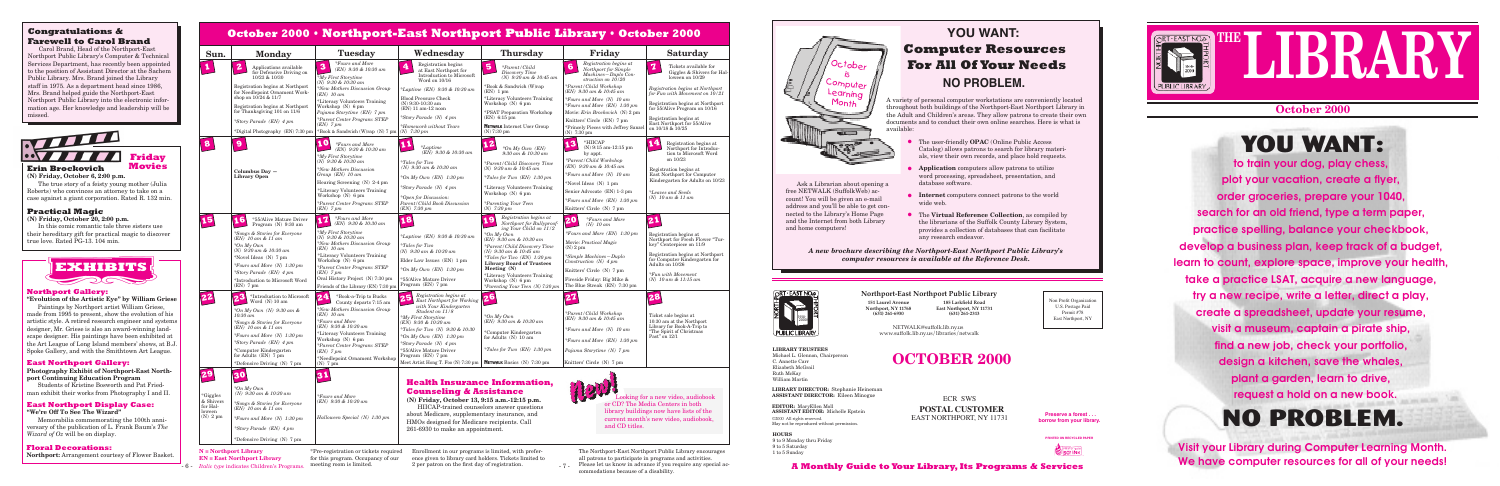## Congratulations & Farewell to Carol Brand

Carol Brand, Head of the Northport-East Northport Public Library's Computer & Technical Services Department, has recently been appointed to the position of Assistant Director at the Sachem Public Library. Mrs. Brand joined the Library staff in 1975. As a department head since 1986, Mrs. Brand helped guide the Northport-East Northport Public Library into the electronic information age. Her knowledge and leadership will be missed.

## Friday Movies

### Erin Brockovich
**(N) Friday, October 6, 2:00 p.m.**

The true story of a feisty young mother (Julia Roberts) who convinces an attorney to take on a case against a giant corporation. Rated R. 132 min.

### Practical Magic
**(N) Friday, October 20, 2:00 p.m.**

In this crow romantic tale three sisters use their hereditary gift for practical magic to discover true love. Rated PG-13. 104 min.

## EXHIBITS

### Northport Gallery:
**"Evolution of the Artistic Eye" by William Griese**

Paintings by Northport artist William Griese, made from 1995 to present, show the evolution of his artistic style. A retired research engineer and systems designer, Mr. Griese is also an award-winning landscape designer. His paintings have been exhibited at the Art League of Long Island members' shows, at B.J. Spoke Gallery, and with the Smithsonian Art League.

### East Northport Gallery:
**Photography Exhibit of Northport-East Northport Continuing Education Program**

Students of Kristine Bosworth and Pat Friedman exhibit their works from Photography I and II.

### East Northport Display Case:
**"We're Off To See The Wizard"**

Memorabilia commemorating the 100th anniversary of the publication of L. Frank Baum's *The Wizard of Oz* will be on display.

### Floral Decorations:
**Northport:** Arrangement courtesy of Flower Basket.

## October 2000 • Northport-East Northport Public Library • October 2000

| Sun. | Monday | Tuesday | Wednesday | Thursday | Friday | Saturday |
|---|---|---|---|---|---|---|
| 1 | 2 Applications available for Defensive Driving on 10/23 & 10/30<br>Registration begins at Northport for Needlepoint Ornament Workshop on 10/24 & 11/7<br>Registration begins at Northport for Thanksgiving 101 on 11/6<br>*Story Parade (EN) 4 pm<br>*Digital Photography (EN) 7:30 pm | 3 *Fours and More (EN) 9:30 & 10:30 am<br>*My First Storytime (N) 9:30 & 10:30 am<br>*New Mothers Discussion Group (EN) 10 am<br>*Literacy Volunteers Training Workshop (N) 6 pm<br>Pajama Storytime (EN) 7 pm<br>*Parent Center Program: STEP (EN) 7 pm<br>*Book & Sandwich (Wrap (N) 7 pm | 4 Registration begins at East Northport for Introduction to Microsoft Word on 10/16<br>*Laptime (EN) 9:30 & 10:20 am<br>Blood Pressure Check (N) 9:30-10:30 am (EN) 11 am-12 noon<br>*Story Parade (N) 4 pm<br>*Homework without Tears (N) 7:30 pm | 5 *Parent/Child Discovery Time (N) 9:30 am & 10:45 am<br>*Book & Sandwich (Wrap (EN) 1 pm<br>*Literacy Volunteers Training Workshop (N) 6 pm<br>*PSAT Preparation Workshop (EN) 6:15 pm<br>*NETWALK Internet User Group (N) 7:30 pm | 6 Registration begins at Northport for Simple Machines—Duplo Constructions on 10/28<br>*Parent/Child Workshop (EN) 9:30 am & 10:45 am<br>*Fours and More (N) 10 am<br>*Fours and More (EN) 1:30 pm<br>Movie: Erin Brockovich (N) 2 pm<br>*Kindred Circle (EN) 7 pm<br>*Friendly Fibers with Jeffrey Sasser (N) 7:30 pm | 7 Tickets available for Giggles & Shivers for Halloween on 10/28<br>Registration begins at Northport for Fun with Movement on 10/21<br>Registration begins at Northport for 55/Alive Programs on 10/16<br>Registration begins at East Northport for 55/Alive on 10/18 & 10/25 |
| 8 | 9 Columbus Day – Library Open | 10 *Fours and More (EN) 9:30 & 10:30 am<br>*My First Storytime (N) 9:30 & 10:30 am<br>*New Mothers Discussion Group (EN) 10 am<br>Hearing Screening (N) 2-4 pm<br>*Literacy Volunteers Training Workshop (N) 6 pm<br>*Parent Center Program: STEP (EN) 7:30 pm | 11 *Laptime (EN) 9:30 & 10:30 am<br>*Tales for Two (N) 9:30 am & 10:30 am<br>*On My Own (EN) 1:30 pm<br>*Story Parade (N) 4 pm<br>Open for Discussion<br>*Parent/Child Book Discussion (EN) 7:30 pm | 12 *On My Own (EN) 9:30 am & 10:30 am<br>*Parent/Child Discovery Time (N) 9:30 am & 10:45 am<br>*Tales for Two (EN) 1:30 pm<br>*Literacy Volunteers Training Workshop (N) 6 pm<br>*Parenting Your Teen (N) 7:30 pm | 13 *HICAP (N) 9:15 am-12:15 pm by appt.<br>*Parent/Child Workshop (EN) 9:30 am & 10:45 am<br>*Fours and More (N) 10 am<br>*Novel Ideas (N) 1 pm<br>Senior Advocate (EN) 1-3 pm<br>*Fours and More (EN) 1:30 pm<br>Knitters' Circle (N) 7 pm | 14 Registration begins at Northport for Introduction to Microsoft Word on 10/23<br>Registration begins at East Northport for Computer Kindergarten for Adults on 10/23<br>*Lowers and Seeds (N) 10 am & 11 am |
| 15 | 16 *55/Alive Mature Driver Program (N) 9:30 am<br>*Songs & Stories for Everyone (EN) 10 am & 11 am<br>*On My Own (N) 9:30 am & 10:30 am<br>*Novel Ideas (N) 7 pm<br>*Fours and More (N) 1:30 pm<br>*Story Parade (EN) 4 pm<br>*Introduction to Microsoft Word (EN) 7 pm | 17 *Fours and More (EN) 9:30 & 10:30 am<br>*My First Storytime (N) 9:30 & 10:30 am<br>*New Mothers Discussion Group (EN) 10 am<br>*Literacy Volunteers Training Workshop (N) 6 pm<br>*Parent Center Program: STEP (EN) 7 pm<br>Oral History Project (N) 7:30 pm<br>Friends of the Library (EN) 7:30 pm | 18 *Laptime (EN) 9:30 & 10:20 am<br>*Tales for Two (N) 9:30 am & 10:30 am<br>Elder Law Issues (EN) 1 pm<br>*On My Own (EN) 1:30 pm<br>*55/Alive Mature Driver Program (EN) 7 pm | 19 Registration begins at Northport for Bollygood-ing Your Child on 11/2<br>*On My Own (EN) 9:30 am & 10:30 am<br>*Parent/Child Discovery Time (N) 9:30 am & 10:45 am<br>*Tales for Two (EN) 1:30 pm<br>**Library Board of Trustees Meeting (N)**<br>*Literacy Volunteers Training Workshop (N) 6 pm<br>*Parenting Your Teen (N) 7:30 pm | 20 *Fours and More (N) 10 am<br>*Fours and More (EN) 1:30 pm<br>Movie: Practical Magic (N) 2 pm<br>*Simple Machines – Duplo Construction (N) 4 pm<br>Knitters' Circle (N) 7 pm<br>Fireside Friday: Big Mike & The Blue Streak (EN) 7:30 pm | 21 Registration begins at Northport for Fresh Flower "Turkey" Centerpiece on 11/29<br>Registration begins at Northport for Computer Kindergarten for Adults on 10/30<br>*Fun with Movement (N) 10 am & 11:15 am |
| 22 | 23 *Introduction to Microsoft Word (N) 10 am<br>*On My Own (N) 9:30 am & 10:30 am<br>*Songs & Stories for Everyone (EN) 10 am & 11 am<br>*Fours and More (N) 1:30 pm<br>*Story Parade (EN) 4 pm<br>*Computer Kindergarten for Adults (EN) 7 pm<br>*Defensive Driving (N) 7 pm | 24 *Book-a-Trip to Bucks County departs 7:45 am<br>*New Mothers Discussion Group (EN) 10 am<br>*Fours and More (EN) 9:30 & 10:30 am<br>*Literacy Volunteers Training Workshop (N) 6 pm<br>*Parent Center Program: STEP (EN) 7 pm<br>*Needlepoint Ornament Workshop (N) 7 pm | 25 Registration begins at East Northport for Working with Your Kindergarten Student on 11/8<br>*My First Storytime (EN) 9:30 & 10:30 am<br>*Tales for Two (N) 9:30 & 10:30 am<br>*On My Own (EN) 1:30 pm<br>*Story Parade (N) 4 pm<br>*55/Alive Mature Driver Program (EN) 7 pm<br>Meet Artist Hung T. Vu (N) 7:30 pm | 26 *On My Own (EN) 9:30 am & 10:30 am<br>*Computer Kindergarten for Adults (N) 10 am<br>*Tales for Two (EN) 1:30 pm<br>NETWALK Basics (N) 7:30 pm | 27 *Parent/Child Workshop (EN) 9:30 am & 10:45 am<br>*Fours and More (N) 10 am<br>*Fours and More (EN) 1:30 pm<br>Pajama Storytime (N) 7 pm<br>Knitters' Circle (N) 7 pm | 28 Ticket sale begins at 10:30 am at the Northport Library for Book-A-Trip to "The Spirit of Christmas Past" on 12/1 |
| 29 *Giggles & Shivers for Halloween (N) 2 pm | 30 *On My Own (N) 9:30 am & 10:30 am<br>*Songs & Stories for Everyone (EN) 10 am & 11 am<br>*Fours and More (N) 1:30 pm<br>*Story Parade (EN) 4 pm<br>*Defensive Driving (N) 7 pm | 31 *Fours and More (EN) 9:30 & 10:30 am<br>*Halloween Special (N) 1:30 pm | | | | |

N = Northport Library
EN = East Northport Library
*Italic type* indicates Children's Programs.

*Pre-registration or tickets required for this program. Occupancy of our meeting room is limited.

Enrollment in our programs is limited, with preference given to library card holders. Tickets limited to 2 per patron on the first day of registration.

### Health Insurance Information, Counseling & Assistance
**(N) Friday, October 13, 9:15 a.m.-12:15 p.m.**

HIICAP-trained counselors answer questions about Medicare, supplementary insurance, and HMOs designed for Medicare recipients. Call 261-6930 to make an appointment.

**New!** Looking for a new video, audiobook or CD? The Media Centers in both library buildings now have lists of the current month's new video, audiobook, and CD titles.

The Northport-East Northport Public Library encourages all patrons to participate in programs and activities. Please let us know in advance if you require any special accommodations because of a disability.

## YOU WANT: Computer Resources For All Of Your Needs NO PROBLEM.

October & Computer Learning Month

A variety of personal computer workstations are conveniently located throughout both buildings of the Northport-East Northport Library in the Adult and Children's areas. They allow patrons to create their own documents and to conduct their own online searches. Here is what is available:

- The user-friendly **OPAC** (Online Public Access Catalog) allows patrons to search for library materials, view their own records, and place hold requests.
- **Application** computers allow patrons to utilize word processing, spreadsheet, presentation, and database software.
- **Internet** computers connect patrons to the world wide web.
- The **Virtual Reference Collection**, as compiled by the librarians of the Suffolk County Library System, provides a collection of databases that can facilitate any research endeavor.

Ask a Librarian about opening a free NETWALK (SuffolkWeb) account! You will be given an e-mail address and you'll be able to get connected to the Library's Home Page and the Internet from both Library and home computers!

*A new brochure describing the Northport-East Northport Public Library's computer resources is available at the Reference Desk.*

**Northport-East Northport Public Library**

151 Laurel Avenue, Northport, NY 11768, (631) 261-6930
185 Larkfield Road, East Northport, NY 11731, (631) 261-2313

NETWALK@suffolk.lib.ny.us
www.suffolk.lib.ny.us/libraries/netwalk

Non Profit Organization
U.S. Postage Paid
Permit #78
East Northport, NY

## OCTOBER 2000

ECR SWS
**POSTAL CUSTOMER**
EAST NORTHPORT, NY 11731

**LIBRARY TRUSTEES**
Michael L. Glennon, Chairperson
C. Annette Carr
Elizabeth McCloud
Ruth McKay
William Martin

**LIBRARY DIRECTOR:** Stephanie Heineman
**ASSISTANT DIRECTOR:** Eileen Minogue

**EDITOR:** MaryEllen Mall
**ASSISTANT EDITOR:** Michelle Epstein

©2000. All rights reserved.
May not be reproduced without permission.

**HOURS**
9 to 9 Monday thru Friday
9 to 5 Saturday
1 to 5 Sunday

Preserve a forest... borrow from your library.

PRINTED ON RECYCLED PAPER

**A Monthly Guide to Your Library, Its Programs & Services**

# THE LIBRARY

**October 2000**

# YOU WANT:

to train your dog, play chess, plot your vacation, create a flyer, order groceries, prepare your 1040, search for an old friend, type a term paper, practice spelling, balance your checkbook, develop a business plan, keep track of a budget, learn to count, explore space, improve your health, take a practice LSAT, acquire a new language, try a new recipe, write a letter, direct a play, create a spreadsheet, update your resume, visit a museum, captain a pirate ship, find a new job, check your portfolio, design a kitchen, save the whales, plant a garden, learn to drive, request a hold on a new book.

# NO PROBLEM.

**Visit your Library during Computer Learning Month. We have computer resources for all of your needs!**